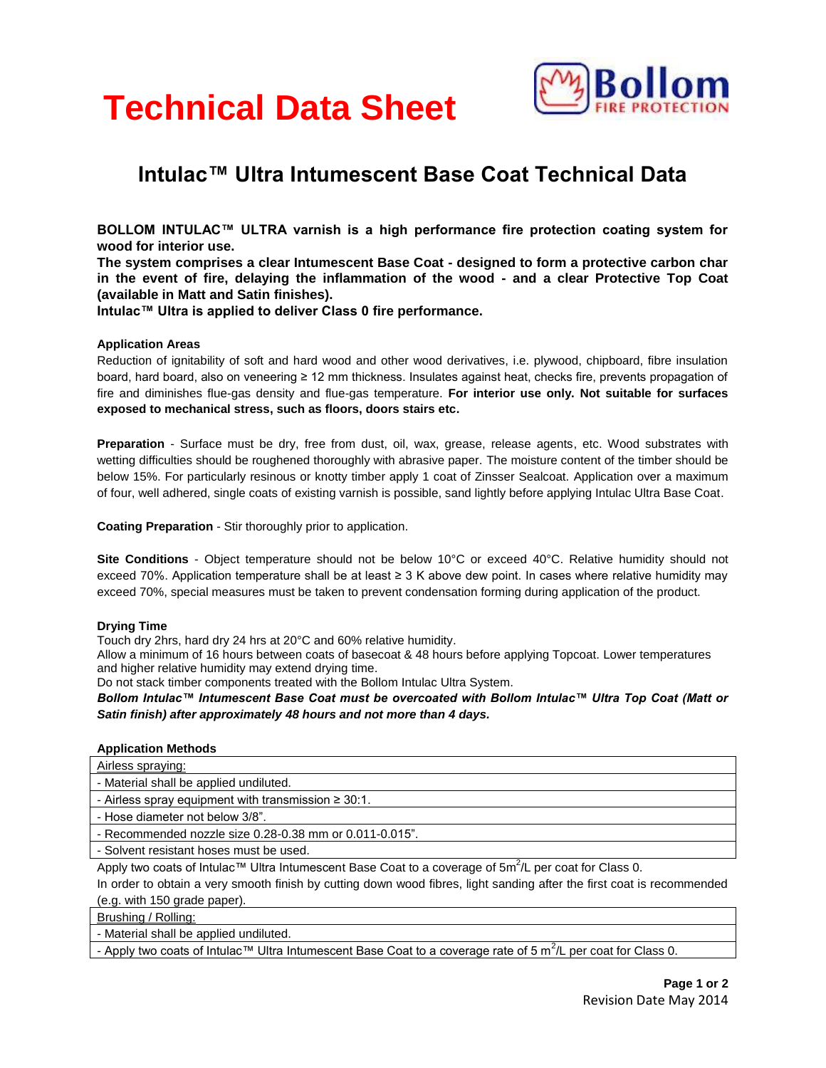# Technical Data Sheet

## Intulac™ Ultra Intumescent Base Coat Technical Data

**BOLLOM INTULAC™ ULTRA varnish is a high performance fire protection coating system for wood for interior use.**
**The system comprises a clear Intumescent Base Coat - designed to form a protective carbon char in the event of fire, delaying the inflammation of the wood - and a clear Protective Top Coat (available in Matt and Satin finishes).**
**Intulac™ Ultra is applied to deliver Class 0 fire performance.**

**Application Areas**
Reduction of ignitability of soft and hard wood and other wood derivatives, i.e. plywood, chipboard, fibre insulation board, hard board, also on veneering ≥ 12 mm thickness. Insulates against heat, checks fire, prevents propagation of fire and diminishes flue-gas density and flue-gas temperature. **For interior use only. Not suitable for surfaces exposed to mechanical stress, such as floors, doors stairs etc.**

**Preparation** - Surface must be dry, free from dust, oil, wax, grease, release agents, etc. Wood substrates with wetting difficulties should be roughened thoroughly with abrasive paper. The moisture content of the timber should be below 15%. For particularly resinous or knotty timber apply 1 coat of Zinsser Sealcoat. Application over a maximum of four, well adhered, single coats of existing varnish is possible, sand lightly before applying Intulac Ultra Base Coat.

**Coating Preparation** - Stir thoroughly prior to application.

**Site Conditions** - Object temperature should not be below 10°C or exceed 40°C. Relative humidity should not exceed 70%. Application temperature shall be at least ≥ 3 K above dew point. In cases where relative humidity may exceed 70%, special measures must be taken to prevent condensation forming during application of the product.

**Drying Time**
Touch dry 2hrs, hard dry 24 hrs at 20°C and 60% relative humidity.
Allow a minimum of 16 hours between coats of basecoat & 48 hours before applying Topcoat. Lower temperatures and higher relative humidity may extend drying time.
Do not stack timber components treated with the Bollom Intulac Ultra System.
***Bollom Intulac™ Intumescent Base Coat must be overcoated with Bollom Intulac™ Ultra Top Coat (Matt or Satin finish) after approximately 48 hours and not more than 4 days.***

**Application Methods**

| Airless spraying: |
|---|
| - Material shall be applied undiluted. |
| - Airless spray equipment with transmission ≥ 30:1. |
| - Hose diameter not below 3/8". |
| - Recommended nozzle size 0.28-0.38 mm or 0.011-0.015". |
| - Solvent resistant hoses must be used. |

Apply two coats of Intulac™ Ultra Intumescent Base Coat to a coverage of 5m$^2$/L per coat for Class 0.
In order to obtain a very smooth finish by cutting down wood fibres, light sanding after the first coat is recommended (e.g. with 150 grade paper).

| Brushing / Rolling: |
|---|
| - Material shall be applied undiluted. |
| - Apply two coats of Intulac™ Ultra Intumescent Base Coat to a coverage rate of 5 m$^2$/L per coat for Class 0. |

Revision Date May 2014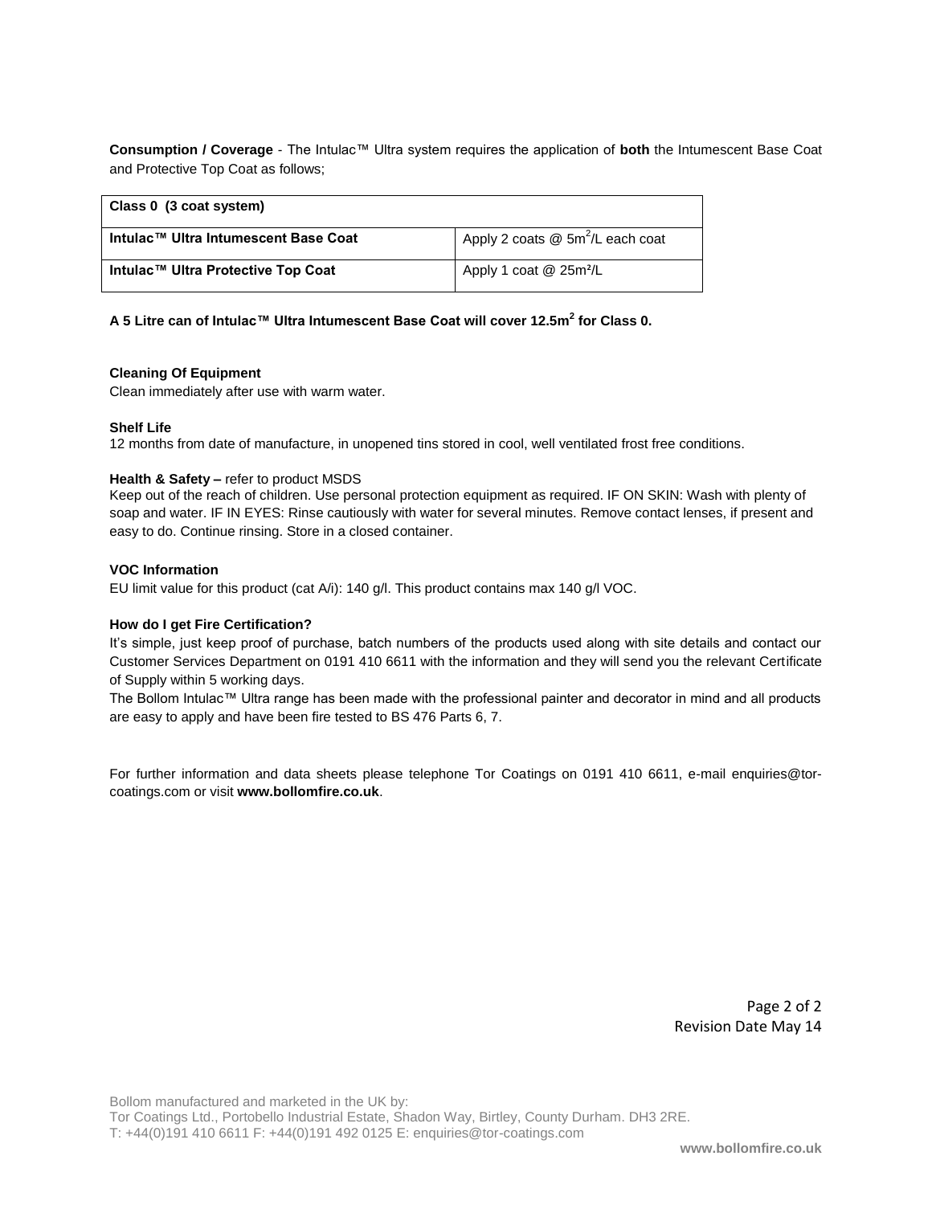**Consumption / Coverage** - The Intulac™ Ultra system requires the application of **both** the Intumescent Base Coat and Protective Top Coat as follows;

| **Class 0 (3 coat system)** | |
|---|---|
| **Intulac™ Ultra Intumescent Base Coat** | Apply 2 coats @ $5m^2$/L each coat |
| **Intulac™ Ultra Protective Top Coat** | Apply 1 coat @ $25m^2$/L |

**A 5 Litre can of Intulac™ Ultra Intumescent Base Coat will cover $12.5m^2$ for Class 0.**

**Cleaning Of Equipment**
Clean immediately after use with warm water.

**Shelf Life**
12 months from date of manufacture, in unopened tins stored in cool, well ventilated frost free conditions.

**Health & Safety –** refer to product MSDS
Keep out of the reach of children. Use personal protection equipment as required. IF ON SKIN: Wash with plenty of soap and water. IF IN EYES: Rinse cautiously with water for several minutes. Remove contact lenses, if present and easy to do. Continue rinsing. Store in a closed container.

**VOC Information**
EU limit value for this product (cat A/i): 140 g/l. This product contains max 140 g/l VOC.

**How do I get Fire Certification?**
It's simple, just keep proof of purchase, batch numbers of the products used along with site details and contact our Customer Services Department on 0191 410 6611 with the information and they will send you the relevant Certificate of Supply within 5 working days.
The Bollom Intulac™ Ultra range has been made with the professional painter and decorator in mind and all products are easy to apply and have been fire tested to BS 476 Parts 6, 7.

For further information and data sheets please telephone Tor Coatings on 0191 410 6611, e-mail enquiries@tor-coatings.com or visit **www.bollomfire.co.uk**.

Revision Date May 14

Bollom manufactured and marketed in the UK by:
Tor Coatings Ltd., Portobello Industrial Estate, Shadon Way, Birtley, County Durham. DH3 2RE.
T: +44(0)191 410 6611 F: +44(0)191 492 0125 E: enquiries@tor-coatings.com

**www.bollomfire.co.uk**